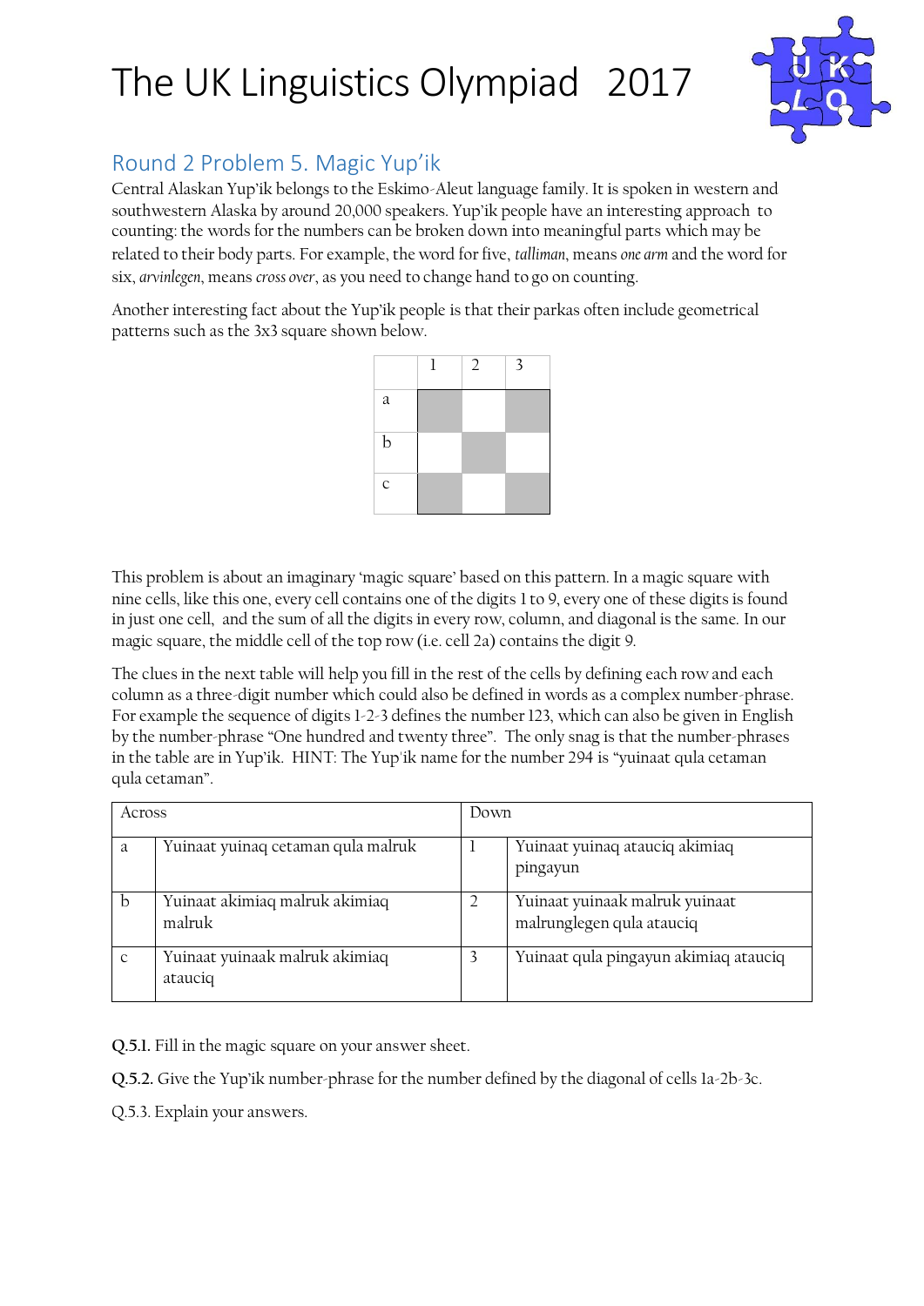# The UK Linguistics Olympiad 2017

## Round 2 Problem 5. Magic Yup'ik

Central Alaskan Yup'ik belongs to the Eskimo-Aleut language family. It is spoken in western and southwestern Alaska by around 20,000 speakers. Yup'ik people have an interesting approach to counting: the words for the numbers can be broken down into meaningful parts which may be related to their body parts. For example, the word for five, *talliman*, means *one arm* and the word for six, *arvinlegen*, means *cross over*, as you need to change hand to go on counting.

Another interesting fact about the Yup'ik people is that their parkas often include geometrical patterns such as the 3x3 square shown below.

| | 1 | 2 | 3 |
|---|---|---|---|
| a | | | |
| b | | | |
| c | | | |

This problem is about an imaginary 'magic square' based on this pattern. In a magic square with nine cells, like this one, every cell contains one of the digits 1 to 9, every one of these digits is found in just one cell, and the sum of all the digits in every row, column, and diagonal is the same. In our magic square, the middle cell of the top row (i.e. cell 2a) contains the digit 9.

The clues in the next table will help you fill in the rest of the cells by defining each row and each column as a three-digit number which could also be defined in words as a complex number-phrase. For example the sequence of digits 1-2-3 defines the number 123, which can also be given in English by the number-phrase "One hundred and twenty three". The only snag is that the number-phrases in the table are in Yup'ik. HINT: The Yup'ik name for the number 294 is "yuinaat qula cetaman qula cetaman".

| Across | | Down | |
|---|---|---|---|
| a | Yuinaat yuinaq cetaman qula malruk | 1 | Yuinaat yuinaq atauciq akimiaq pingayun |
| b | Yuinaat akimiaq malruk akimiaq malruk | 2 | Yuinaat yuinaak malruk yuinaat malrunglegen qula atauciq |
| c | Yuinaat yuinaak malruk akimiaq atauciq | 3 | Yuinaat qula pingayun akimiaq atauciq |

**Q.5.1.** Fill in the magic square on your answer sheet.

**Q.5.2.** Give the Yup'ik number-phrase for the number defined by the diagonal of cells 1a-2b-3c.

Q.5.3. Explain your answers.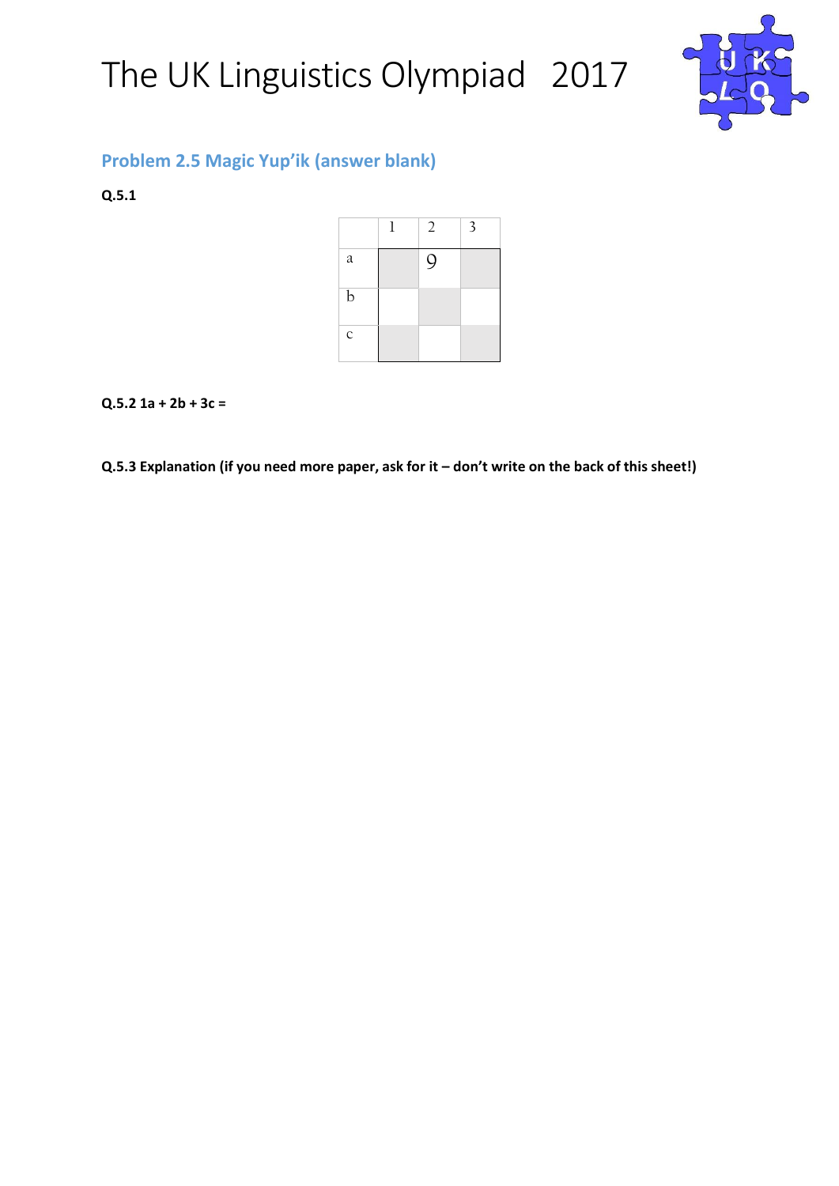# The UK Linguistics Olympiad 2017

## Problem 2.5 Magic Yup'ik (answer blank)

**Q.5.1**

| | 1 | 2 | 3 |
|---|---|---|---|
| a | | 9 | |
| b | | | |
| c | | | |

**Q.5.2 1a + 2b + 3c =**

**Q.5.3 Explanation (if you need more paper, ask for it – don't write on the back of this sheet!)**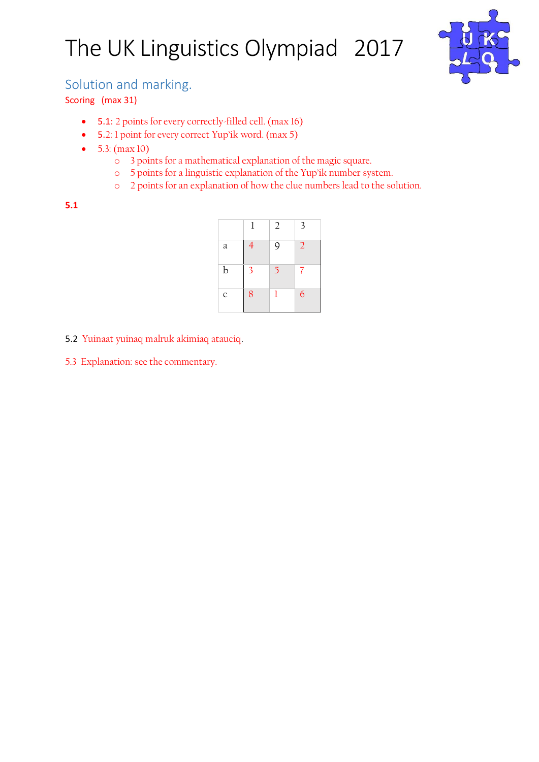# The UK Linguistics Olympiad 2017

## Solution and marking.

Scoring (max 31)

- 5.1: 2 points for every correctly-filled cell. (max 16)
- 5.2: 1 point for every correct Yup'ik word. (max 5)
- 5.3: (max 10)
  - 3 points for a mathematical explanation of the magic square.
  - 5 points for a linguistic explanation of the Yup'ik number system.
  - 2 points for an explanation of how the clue numbers lead to the solution.

**5.1**

| | 1 | 2 | 3 |
|---|---|---|---|
| a | 4 | 9 | 2 |
| b | 3 | 5 | 7 |
| c | 8 | 1 | 6 |

5.2 Yuinaat yuinaq malruk akimiaq atauciq.

5.3 Explanation: see the commentary.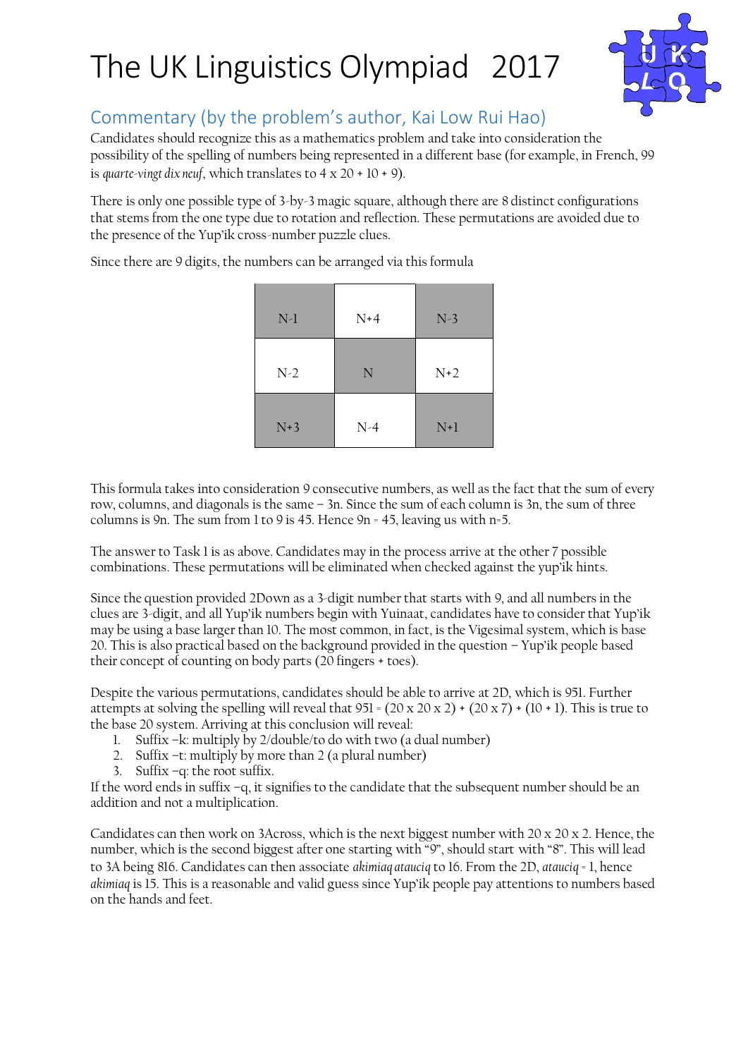# The UK Linguistics Olympiad 2017

## Commentary (by the problem's author, Kai Low Rui Hao)

Candidates should recognize this as a mathematics problem and take into consideration the possibility of the spelling of numbers being represented in a different base (for example, in French, 99 is *quarte-vingt dix neuf*, which translates to 4 x 20 + 10 + 9).

There is only one possible type of 3-by-3 magic square, although there are 8 distinct configurations that stems from the one type due to rotation and reflection. These permutations are avoided due to the presence of the Yup'ik cross-number puzzle clues.

Since there are 9 digits, the numbers can be arranged via this formula

| | | |
|---|---|---|
| N-1 | N+4 | N-3 |
| N-2 | N | N+2 |
| N+3 | N-4 | N+1 |

This formula takes into consideration 9 consecutive numbers, as well as the fact that the sum of every row, columns, and diagonals is the same – 3n. Since the sum of each column is 3n, the sum of three columns is 9n. The sum from 1 to 9 is 45. Hence 9n = 45, leaving us with n=5.

The answer to Task 1 is as above. Candidates may in the process arrive at the other 7 possible combinations. These permutations will be eliminated when checked against the yup'ik hints.

Since the question provided 2Down as a 3-digit number that starts with 9, and all numbers in the clues are 3-digit, and all Yup'ik numbers begin with Yuinaat, candidates have to consider that Yup'ik may be using a base larger than 10. The most common, in fact, is the Vigesimal system, which is base 20. This is also practical based on the background provided in the question – Yup'ik people based their concept of counting on body parts (20 fingers + toes).

Despite the various permutations, candidates should be able to arrive at 2D, which is 951. Further attempts at solving the spelling will reveal that 951 = (20 x 20 x 2) + (20 x 7) + (10 + 1). This is true to the base 20 system. Arriving at this conclusion will reveal:

1. Suffix –k: multiply by 2/double/to do with two (a dual number)
2. Suffix –t: multiply by more than 2 (a plural number)
3. Suffix –q: the root suffix.

If the word ends in suffix –q, it signifies to the candidate that the subsequent number should be an addition and not a multiplication.

Candidates can then work on 3Across, which is the next biggest number with 20 x 20 x 2. Hence, the number, which is the second biggest after one starting with "9", should start with "8". This will lead to 3A being 816. Candidates can then associate *akimiaq atauciq* to 16. From the 2D, *atauciq* = 1, hence *akimiaq* is 15. This is a reasonable and valid guess since Yup'ik people pay attentions to numbers based on the hands and feet.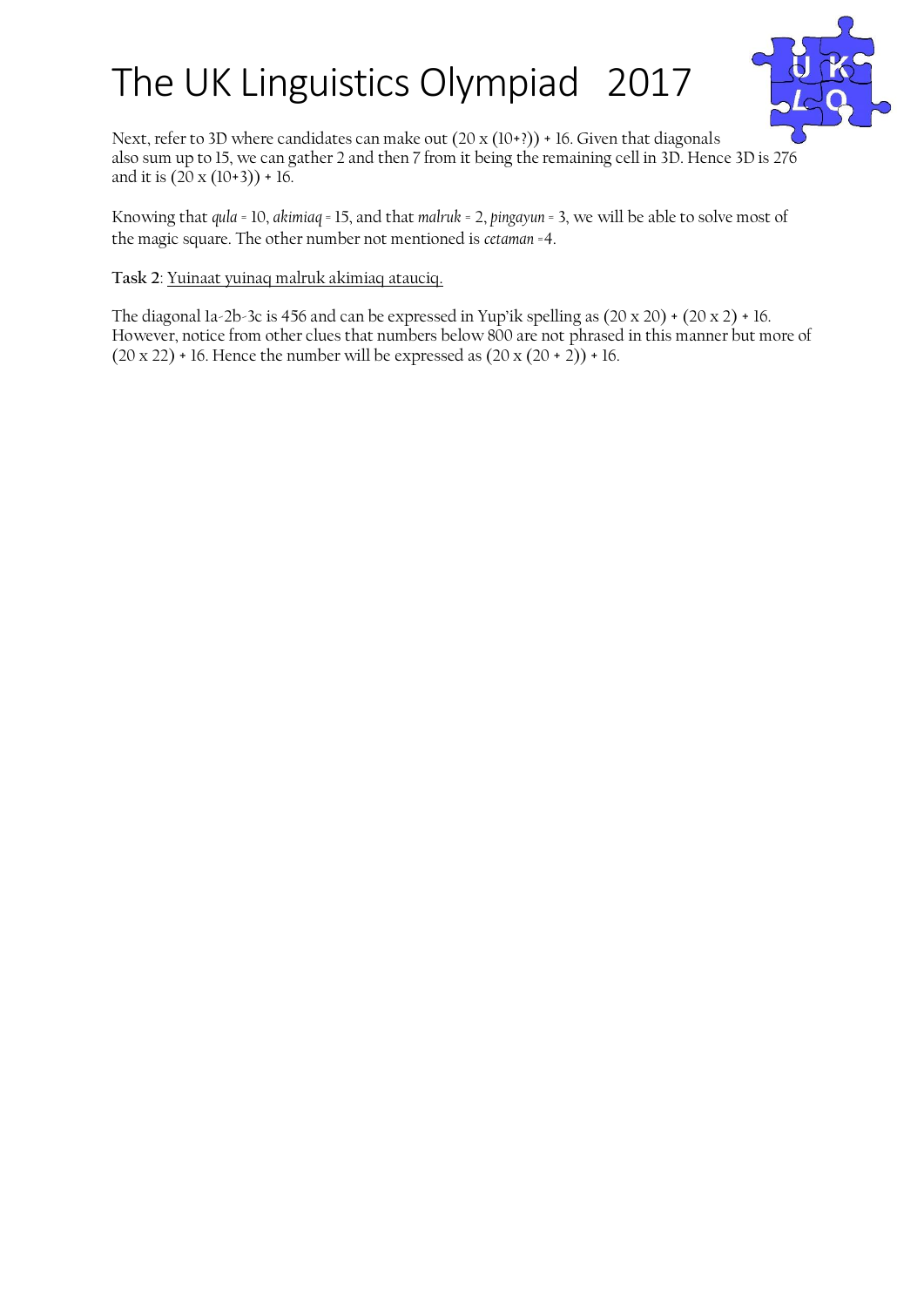Next, refer to 3D where candidates can make out (20 x (10+?)) + 16. Given that diagonals also sum up to 15, we can gather 2 and then 7 from it being the remaining cell in 3D. Hence 3D is 276 and it is (20 x (10+3)) + 16.

Knowing that *qula* = 10, *akimiaq* = 15, and that *malruk* = 2, *pingayun* = 3, we will be able to solve most of the magic square. The other number not mentioned is *cetaman* =4.

**Task 2**: Yuinaat yuinaq malruk akimiaq atauciq.

The diagonal 1a-2b-3c is 456 and can be expressed in Yup'ik spelling as (20 x 20) + (20 x 2) + 16. However, notice from other clues that numbers below 800 are not phrased in this manner but more of (20 x 22) + 16. Hence the number will be expressed as (20 x (20 + 2)) + 16.